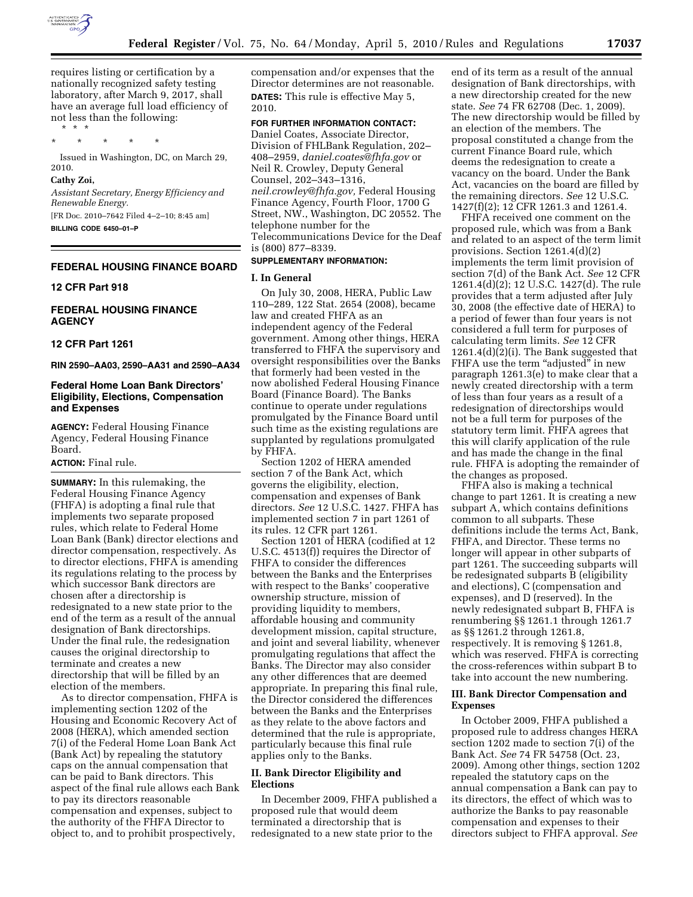requires listing or certification by a nationally recognized safety testing laboratory, after March 9, 2017, shall have an average full load efficiency of not less than the following:

\* \* \*

\* \* \* \* \*

Issued in Washington, DC, on March 29, 2010.

**Cathy Zoi,**

*Assistant Secretary, Energy Efficiency and Renewable Energy.*

[FR Doc. 2010–7642 Filed 4–2–10; 8:45 am]

**BILLING CODE 6450–01–P**

## FEDERAL HOUSING FINANCE BOARD

### 12 CFR Part 918

## FEDERAL HOUSING FINANCE AGENCY

### 12 CFR Part 1261

**RIN 2590–AA03, 2590–AA31 and 2590–AA34**

### Federal Home Loan Bank Directors' Eligibility, Elections, Compensation and Expenses

**AGENCY:** Federal Housing Finance Agency, Federal Housing Finance Board.

**ACTION:** Final rule.

**SUMMARY:** In this rulemaking, the Federal Housing Finance Agency (FHFA) is adopting a final rule that implements two separate proposed rules, which relate to Federal Home Loan Bank (Bank) director elections and director compensation, respectively. As to director elections, FHFA is amending its regulations relating to the process by which successor Bank directors are chosen after a directorship is redesignated to a new state prior to the end of the term as a result of the annual designation of Bank directorships. Under the final rule, the redesignation causes the original directorship to terminate and creates a new directorship that will be filled by an election of the members.

As to director compensation, FHFA is implementing section 1202 of the Housing and Economic Recovery Act of 2008 (HERA), which amended section 7(i) of the Federal Home Loan Bank Act (Bank Act) by repealing the statutory caps on the annual compensation that can be paid to Bank directors. This aspect of the final rule allows each Bank to pay its directors reasonable compensation and expenses, subject to the authority of the FHFA Director to object to, and to prohibit prospectively, compensation and/or expenses that the Director determines are not reasonable.

**DATES:** This rule is effective May 5, 2010.

**FOR FURTHER INFORMATION CONTACT:** Daniel Coates, Associate Director, Division of FHLBank Regulation, 202–408–2959, *daniel.coates@fhfa.gov* or Neil R. Crowley, Deputy General Counsel, 202–343–1316, *neil.crowley@fhfa.gov,* Federal Housing Finance Agency, Fourth Floor, 1700 G Street, NW., Washington, DC 20552. The telephone number for the Telecommunications Device for the Deaf is (800) 877–8339.

**SUPPLEMENTARY INFORMATION:**

#### I. In General

On July 30, 2008, HERA, Public Law 110–289, 122 Stat. 2654 (2008), became law and created FHFA as an independent agency of the Federal government. Among other things, HERA transferred to FHFA the supervisory and oversight responsibilities over the Banks that formerly had been vested in the now abolished Federal Housing Finance Board (Finance Board). The Banks continue to operate under regulations promulgated by the Finance Board until such time as the existing regulations are supplanted by regulations promulgated by FHFA.

Section 1202 of HERA amended section 7 of the Bank Act, which governs the eligibility, election, compensation and expenses of Bank directors. *See* 12 U.S.C. 1427. FHFA has implemented section 7 in part 1261 of its rules. 12 CFR part 1261.

Section 1201 of HERA (codified at 12 U.S.C. 4513(f)) requires the Director of FHFA to consider the differences between the Banks and the Enterprises with respect to the Banks' cooperative ownership structure, mission of providing liquidity to members, affordable housing and community development mission, capital structure, and joint and several liability, whenever promulgating regulations that affect the Banks. The Director may also consider any other differences that are deemed appropriate. In preparing this final rule, the Director considered the differences between the Banks and the Enterprises as they relate to the above factors and determined that the rule is appropriate, particularly because this final rule applies only to the Banks.

#### II. Bank Director Eligibility and Elections

In December 2009, FHFA published a proposed rule that would deem terminated a directorship that is redesignated to a new state prior to the end of its term as a result of the annual designation of Bank directorships, with a new directorship created for the new state. *See* 74 FR 62708 (Dec. 1, 2009). The new directorship would be filled by an election of the members. The proposal constituted a change from the current Finance Board rule, which deems the redesignation to create a vacancy on the board. Under the Bank Act, vacancies on the board are filled by the remaining directors. *See* 12 U.S.C. 1427(f)(2); 12 CFR 1261.3 and 1261.4.

FHFA received one comment on the proposed rule, which was from a Bank and related to an aspect of the term limit provisions. Section 1261.4(d)(2) implements the term limit provision of section 7(d) of the Bank Act. *See* 12 CFR 1261.4(d)(2); 12 U.S.C. 1427(d). The rule provides that a term adjusted after July 30, 2008 (the effective date of HERA) to a period of fewer than four years is not considered a full term for purposes of calculating term limits. *See* 12 CFR 1261.4(d)(2)(i). The Bank suggested that FHFA use the term "adjusted" in new paragraph 1261.3(e) to make clear that a newly created directorship with a term of less than four years as a result of a redesignation of directorships would not be a full term for purposes of the statutory term limit. FHFA agrees that this will clarify application of the rule and has made the change in the final rule. FHFA is adopting the remainder of the changes as proposed.

FHFA also is making a technical change to part 1261. It is creating a new subpart A, which contains definitions common to all subparts. These definitions include the terms Act, Bank, FHFA, and Director. These terms no longer will appear in other subparts of part 1261. The succeeding subparts will be redesignated subparts B (eligibility and elections), C (compensation and expenses), and D (reserved). In the newly redesignated subpart B, FHFA is renumbering §§ 1261.1 through 1261.7 as §§ 1261.2 through 1261.8, respectively. It is removing § 1261.8, which was reserved. FHFA is correcting the cross-references within subpart B to take into account the new numbering.

#### III. Bank Director Compensation and Expenses

In October 2009, FHFA published a proposed rule to address changes HERA section 1202 made to section 7(i) of the Bank Act. *See* 74 FR 54758 (Oct. 23, 2009). Among other things, section 1202 repealed the statutory caps on the annual compensation a Bank can pay to its directors, the effect of which was to authorize the Banks to pay reasonable compensation and expenses to their directors subject to FHFA approval. *See*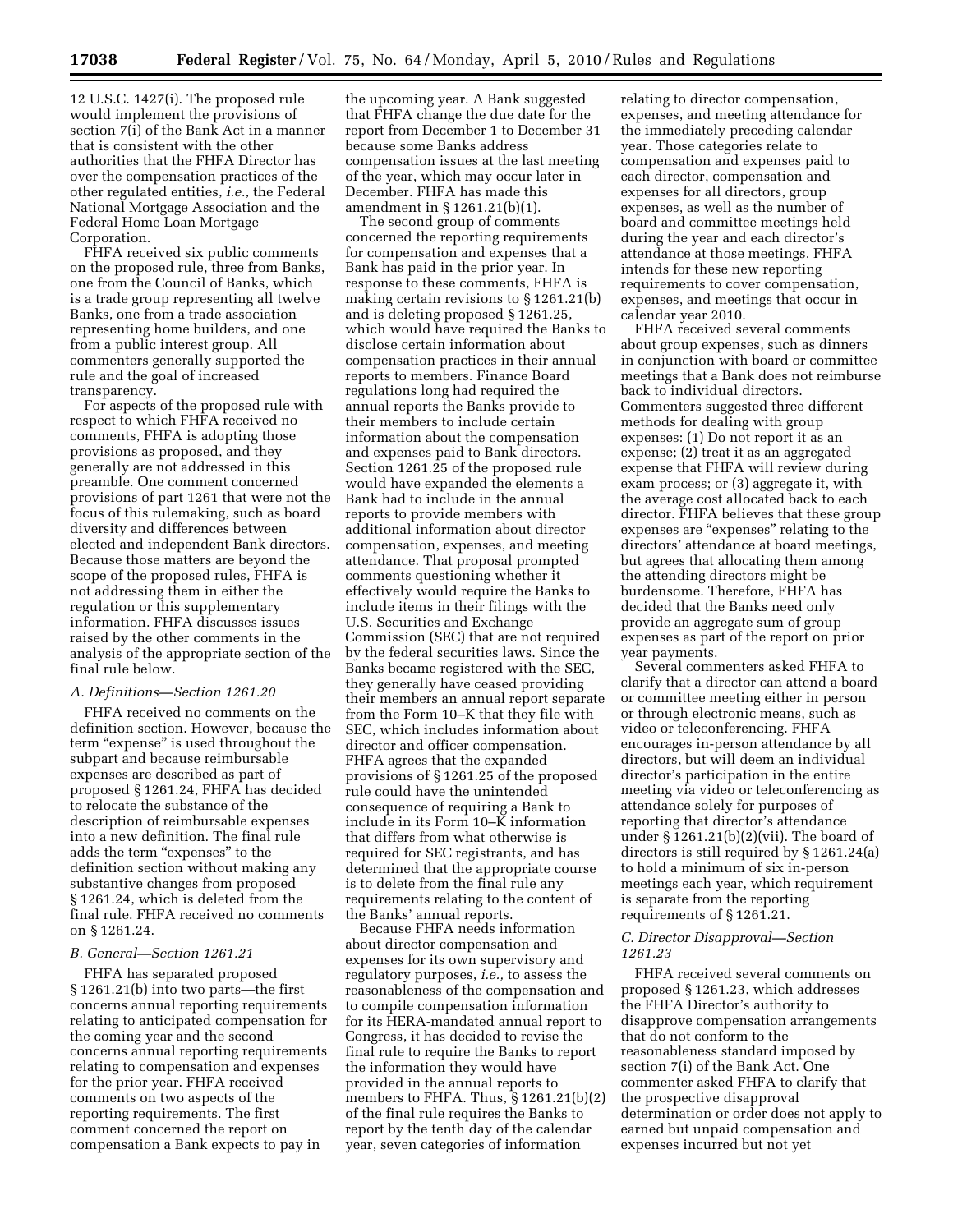12 U.S.C. 1427(i). The proposed rule would implement the provisions of section 7(i) of the Bank Act in a manner that is consistent with the other authorities that the FHFA Director has over the compensation practices of the other regulated entities, *i.e.,* the Federal National Mortgage Association and the Federal Home Loan Mortgage Corporation.

FHFA received six public comments on the proposed rule, three from Banks, one from the Council of Banks, which is a trade group representing all twelve Banks, one from a trade association representing home builders, and one from a public interest group. All commenters generally supported the rule and the goal of increased transparency.

For aspects of the proposed rule with respect to which FHFA received no comments, FHFA is adopting those provisions as proposed, and they generally are not addressed in this preamble. One comment concerned provisions of part 1261 that were not the focus of this rulemaking, such as board diversity and differences between elected and independent Bank directors. Because those matters are beyond the scope of the proposed rules, FHFA is not addressing them in either the regulation or this supplementary information. FHFA discusses issues raised by the other comments in the analysis of the appropriate section of the final rule below.

### *A. Definitions—Section 1261.20*

FHFA received no comments on the definition section. However, because the term "expense" is used throughout the subpart and because reimbursable expenses are described as part of proposed § 1261.24, FHFA has decided to relocate the substance of the description of reimbursable expenses into a new definition. The final rule adds the term "expenses" to the definition section without making any substantive changes from proposed § 1261.24, which is deleted from the final rule. FHFA received no comments on § 1261.24.

### *B. General—Section 1261.21*

FHFA has separated proposed § 1261.21(b) into two parts—the first concerns annual reporting requirements relating to anticipated compensation for the coming year and the second concerns annual reporting requirements relating to compensation and expenses for the prior year. FHFA received comments on two aspects of the reporting requirements. The first comment concerned the report on compensation a Bank expects to pay in the upcoming year. A Bank suggested that FHFA change the due date for the report from December 1 to December 31 because some Banks address compensation issues at the last meeting of the year, which may occur later in December. FHFA has made this amendment in § 1261.21(b)(1).

The second group of comments concerned the reporting requirements for compensation and expenses that a Bank has paid in the prior year. In response to these comments, FHFA is making certain revisions to § 1261.21(b) and is deleting proposed § 1261.25, which would have required the Banks to disclose certain information about compensation practices in their annual reports to members. Finance Board regulations long had required the annual reports the Banks provide to their members to include certain information about the compensation and expenses paid to Bank directors. Section 1261.25 of the proposed rule would have expanded the elements a Bank had to include in the annual reports to provide members with additional information about director compensation, expenses, and meeting attendance. That proposal prompted comments questioning whether it effectively would require the Banks to include items in their filings with the U.S. Securities and Exchange Commission (SEC) that are not required by the federal securities laws. Since the Banks became registered with the SEC, they generally have ceased providing their members an annual report separate from the Form 10–K that they file with SEC, which includes information about director and officer compensation. FHFA agrees that the expanded provisions of § 1261.25 of the proposed rule could have the unintended consequence of requiring a Bank to include in its Form 10–K information that differs from what otherwise is required for SEC registrants, and has determined that the appropriate course is to delete from the final rule any requirements relating to the content of the Banks' annual reports.

Because FHFA needs information about director compensation and expenses for its own supervisory and regulatory purposes, *i.e.,* to assess the reasonableness of the compensation and to compile compensation information for its HERA-mandated annual report to Congress, it has decided to revise the final rule to require the Banks to report the information they would have provided in the annual reports to members to FHFA. Thus, § 1261.21(b)(2) of the final rule requires the Banks to report by the tenth day of the calendar year, seven categories of information relating to director compensation, expenses, and meeting attendance for the immediately preceding calendar year. Those categories relate to compensation and expenses paid to each director, compensation and expenses for all directors, group expenses, as well as the number of board and committee meetings held during the year and each director's attendance at those meetings. FHFA intends for these new reporting requirements to cover compensation, expenses, and meetings that occur in calendar year 2010.

FHFA received several comments about group expenses, such as dinners in conjunction with board or committee meetings that a Bank does not reimburse back to individual directors. Commenters suggested three different methods for dealing with group expenses: (1) Do not report it as an expense; (2) treat it as an aggregated expense that FHFA will review during exam process; or (3) aggregate it, with the average cost allocated back to each director. FHFA believes that these group expenses are "expenses" relating to the directors' attendance at board meetings, but agrees that allocating them among the attending directors might be burdensome. Therefore, FHFA has decided that the Banks need only provide an aggregate sum of group expenses as part of the report on prior year payments.

Several commenters asked FHFA to clarify that a director can attend a board or committee meeting either in person or through electronic means, such as video or teleconferencing. FHFA encourages in-person attendance by all directors, but will deem an individual director's participation in the entire meeting via video or teleconferencing as attendance solely for purposes of reporting that director's attendance under § 1261.21(b)(2)(vii). The board of directors is still required by § 1261.24(a) to hold a minimum of six in-person meetings each year, which requirement is separate from the reporting requirements of § 1261.21.

### *C. Director Disapproval—Section 1261.23*

FHFA received several comments on proposed § 1261.23, which addresses the FHFA Director's authority to disapprove compensation arrangements that do not conform to the reasonableness standard imposed by section 7(i) of the Bank Act. One commenter asked FHFA to clarify that the prospective disapproval determination or order does not apply to earned but unpaid compensation and expenses incurred but not yet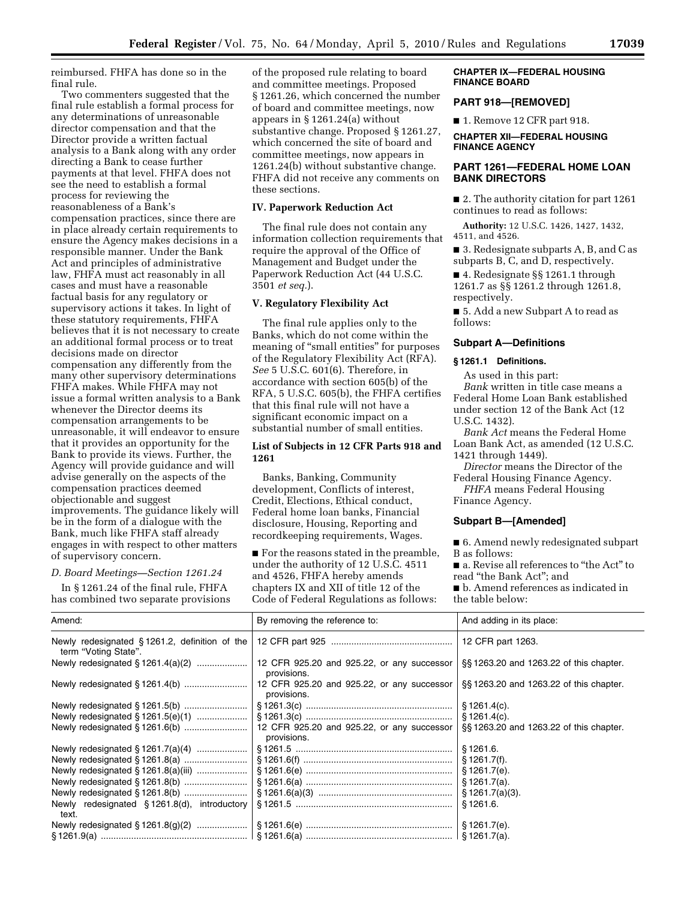reimbursed. FHFA has done so in the final rule.

Two commenters suggested that the final rule establish a formal process for any determinations of unreasonable director compensation and that the Director provide a written factual analysis to a Bank along with any order directing a Bank to cease further payments at that level. FHFA does not see the need to establish a formal process for reviewing the reasonableness of a Bank's compensation practices, since there are in place already certain requirements to ensure the Agency makes decisions in a responsible manner. Under the Bank Act and principles of administrative law, FHFA must act reasonably in all cases and must have a reasonable factual basis for any regulatory or supervisory actions it takes. In light of these statutory requirements, FHFA believes that it is not necessary to create an additional formal process or to treat decisions made on director compensation any differently from the many other supervisory determinations FHFA makes. While FHFA may not issue a formal written analysis to a Bank whenever the Director deems its compensation arrangements to be unreasonable, it will endeavor to ensure that it provides an opportunity for the Bank to provide its views. Further, the Agency will provide guidance and will advise generally on the aspects of the compensation practices deemed objectionable and suggest improvements. The guidance likely will be in the form of a dialogue with the Bank, much like FHFA staff already engages in with respect to other matters of supervisory concern.

*D. Board Meetings—Section 1261.24*

In § 1261.24 of the final rule, FHFA has combined two separate provisions of the proposed rule relating to board and committee meetings. Proposed § 1261.26, which concerned the number of board and committee meetings, now appears in § 1261.24(a) without substantive change. Proposed § 1261.27, which concerned the site of board and committee meetings, now appears in 1261.24(b) without substantive change. FHFA did not receive any comments on these sections.

### IV. Paperwork Reduction Act

The final rule does not contain any information collection requirements that require the approval of the Office of Management and Budget under the Paperwork Reduction Act (44 U.S.C. 3501 *et seq.*).

### V. Regulatory Flexibility Act

The final rule applies only to the Banks, which do not come within the meaning of "small entities" for purposes of the Regulatory Flexibility Act (RFA). *See* 5 U.S.C. 601(6). Therefore, in accordance with section 605(b) of the RFA, 5 U.S.C. 605(b), the FHFA certifies that this final rule will not have a significant economic impact on a substantial number of small entities.

### List of Subjects in 12 CFR Parts 918 and 1261

Banks, Banking, Community development, Conflicts of interest, Credit, Elections, Ethical conduct, Federal home loan banks, Financial disclosure, Housing, Reporting and recordkeeping requirements, Wages.

■ For the reasons stated in the preamble, under the authority of 12 U.S.C. 4511 and 4526, FHFA hereby amends chapters IX and XII of title 12 of the Code of Federal Regulations as follows:

## CHAPTER IX—FEDERAL HOUSING FINANCE BOARD

## PART 918—[REMOVED]

■ 1. Remove 12 CFR part 918.

## CHAPTER XII—FEDERAL HOUSING FINANCE AGENCY

## PART 1261—FEDERAL HOME LOAN BANK DIRECTORS

■ 2. The authority citation for part 1261 continues to read as follows:

**Authority:** 12 U.S.C. 1426, 1427, 1432, 4511, and 4526.

■ 3. Redesignate subparts A, B, and C as subparts B, C, and D, respectively.

■ 4. Redesignate §§ 1261.1 through 1261.7 as §§ 1261.2 through 1261.8, respectively.

■ 5. Add a new Subpart A to read as follows:

### Subpart A—Definitions

#### § 1261.1 Definitions.

As used in this part:

*Bank* written in title case means a Federal Home Loan Bank established under section 12 of the Bank Act (12 U.S.C. 1432).

*Bank Act* means the Federal Home Loan Bank Act, as amended (12 U.S.C. 1421 through 1449).

*Director* means the Director of the Federal Housing Finance Agency.

*FHFA* means Federal Housing Finance Agency.

### Subpart B—[Amended]

■ 6. Amend newly redesignated subpart B as follows:

■ a. Revise all references to "the Act" to read "the Bank Act"; and

■ b. Amend references as indicated in the table below:

| Amend: | By removing the reference to: | And adding in its place: |
|---|---|---|
| Newly redesignated § 1261.2, definition of the term "Voting State". | 12 CFR part 925 | 12 CFR part 1263. |
| Newly redesignated § 1261.4(a)(2) | 12 CFR 925.20 and 925.22, or any successor provisions. | §§ 1263.20 and 1263.22 of this chapter. |
| Newly redesignated § 1261.4(b) | 12 CFR 925.20 and 925.22, or any successor provisions. | §§ 1263.20 and 1263.22 of this chapter. |
| Newly redesignated § 1261.5(b) | § 1261.3(c) | § 1261.4(c). |
| Newly redesignated § 1261.5(e)(1) | § 1261.3(c) | § 1261.4(c). |
| Newly redesignated § 1261.6(b) | 12 CFR 925.20 and 925.22, or any successor provisions. | §§ 1263.20 and 1263.22 of this chapter. |
| Newly redesignated § 1261.7(a)(4) | § 1261.5 | § 1261.6. |
| Newly redesignated § 1261.8(a) | § 1261.6(f) | § 1261.7(f). |
| Newly redesignated § 1261.8(a)(iii) | § 1261.6(e) | § 1261.7(e). |
| Newly redesignated § 1261.8(b) | § 1261.6(a) | § 1261.7(a). |
| Newly redesignated § 1261.8(b) | § 1261.6(a)(3) | § 1261.7(a)(3). |
| Newly redesignated § 1261.8(d), introductory text. | § 1261.5 | § 1261.6. |
| Newly redesignated § 1261.8(g)(2) | § 1261.6(e) | § 1261.7(e). |
| § 1261.9(a) | § 1261.6(a) | § 1261.7(a). |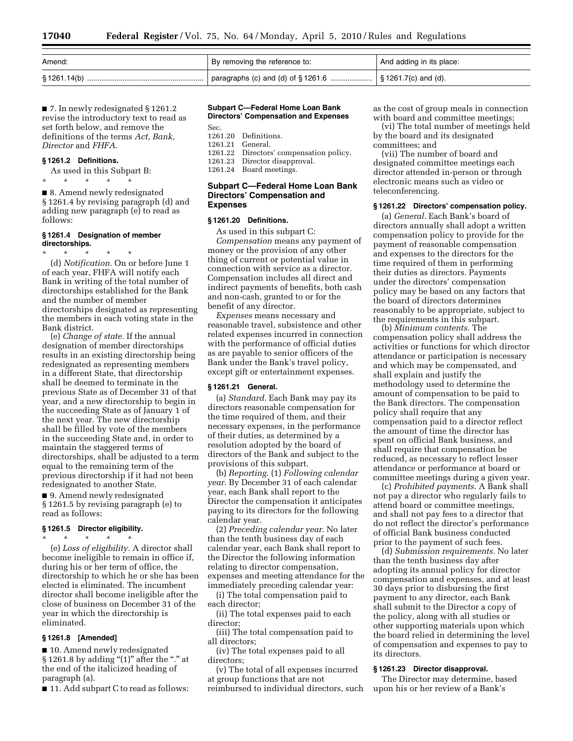| Amend: | By removing the reference to: | And adding in its place: |
| --- | --- | --- |
| § 1261.14(b) | paragraphs (c) and (d) of § 1261.6 | § 1261.7(c) and (d). |

■ 7. In newly redesignated § 1261.2 revise the introductory text to read as set forth below, and remove the definitions of the terms *Act, Bank, Director* and *FHFA*.

### § 1261.2 Definitions.

As used in this Subpart B:

\* \* \* \* \*

■ 8. Amend newly redesignated § 1261.4 by revising paragraph (d) and adding new paragraph (e) to read as follows:

### § 1261.4 Designation of member directorships.

\* \* \* \* \*

(d) *Notification.* On or before June 1 of each year, FHFA will notify each Bank in writing of the total number of directorships established for the Bank and the number of member directorships designated as representing the members in each voting state in the Bank district.

(e) *Change of state.* If the annual designation of member directorships results in an existing directorship being redesignated as representing members in a different State, that directorship shall be deemed to terminate in the previous State as of December 31 of that year, and a new directorship to begin in the succeeding State as of January 1 of the next year. The new directorship shall be filled by vote of the members in the succeeding State and, in order to maintain the staggered terms of directorships, shall be adjusted to a term equal to the remaining term of the previous directorship if it had not been redesignated to another State.

■ 9. Amend newly redesignated § 1261.5 by revising paragraph (e) to read as follows:

### § 1261.5 Director eligibility.

\* \* \* \* \*

(e) *Loss of eligibility.* A director shall become ineligible to remain in office if, during his or her term of office, the directorship to which he or she has been elected is eliminated. The incumbent director shall become ineligible after the close of business on December 31 of the year in which the directorship is eliminated.

### § 1261.8 [Amended]

■ 10. Amend newly redesignated § 1261.8 by adding "(1)" after the "." at the end of the italicized heading of paragraph (a).

■ 11. Add subpart C to read as follows:

**Subpart C—Federal Home Loan Bank Directors' Compensation and Expenses**

Sec.
1261.20 Definitions.
1261.21 General.
1261.22 Directors' compensation policy.
1261.23 Director disapproval.
1261.24 Board meetings.

## Subpart C—Federal Home Loan Bank Directors' Compensation and Expenses

### § 1261.20 Definitions.

As used in this subpart C:

*Compensation* means any payment of money or the provision of any other thing of current or potential value in connection with service as a director. Compensation includes all direct and indirect payments of benefits, both cash and non-cash, granted to or for the benefit of any director.

*Expenses* means necessary and reasonable travel, subsistence and other related expenses incurred in connection with the performance of official duties as are payable to senior officers of the Bank under the Bank's travel policy, except gift or entertainment expenses.

### § 1261.21 General.

(a) *Standard.* Each Bank may pay its directors reasonable compensation for the time required of them, and their necessary expenses, in the performance of their duties, as determined by a resolution adopted by the board of directors of the Bank and subject to the provisions of this subpart.

(b) *Reporting.* (1) *Following calendar year.* By December 31 of each calendar year, each Bank shall report to the Director the compensation it anticipates paying to its directors for the following calendar year.

(2) *Preceding calendar year.* No later than the tenth business day of each calendar year, each Bank shall report to the Director the following information relating to director compensation, expenses and meeting attendance for the immediately preceding calendar year:

(i) The total compensation paid to each director;

(ii) The total expenses paid to each director;

(iii) The total compensation paid to all directors;

(iv) The total expenses paid to all directors;

(v) The total of all expenses incurred at group functions that are not reimbursed to individual directors, such as the cost of group meals in connection with board and committee meetings;

(vi) The total number of meetings held by the board and its designated committees; and

(vii) The number of board and designated committee meetings each director attended in-person or through electronic means such as video or teleconferencing.

### § 1261.22 Directors' compensation policy.

(a) *General.* Each Bank's board of directors annually shall adopt a written compensation policy to provide for the payment of reasonable compensation and expenses to the directors for the time required of them in performing their duties as directors. Payments under the directors' compensation policy may be based on any factors that the board of directors determines reasonably to be appropriate, subject to the requirements in this subpart.

(b) *Minimum contents.* The compensation policy shall address the activities or functions for which director attendance or participation is necessary and which may be compensated, and shall explain and justify the methodology used to determine the amount of compensation to be paid to the Bank directors. The compensation policy shall require that any compensation paid to a director reflect the amount of time the director has spent on official Bank business, and shall require that compensation be reduced, as necessary to reflect lesser attendance or performance at board or committee meetings during a given year.

(c) *Prohibited payments.* A Bank shall not pay a director who regularly fails to attend board or committee meetings, and shall not pay fees to a director that do not reflect the director's performance of official Bank business conducted prior to the payment of such fees.

(d) *Submission requirements.* No later than the tenth business day after adopting its annual policy for director compensation and expenses, and at least 30 days prior to disbursing the first payment to any director, each Bank shall submit to the Director a copy of the policy, along with all studies or other supporting materials upon which the board relied in determining the level of compensation and expenses to pay to its directors.

### § 1261.23 Director disapproval.

The Director may determine, based upon his or her review of a Bank's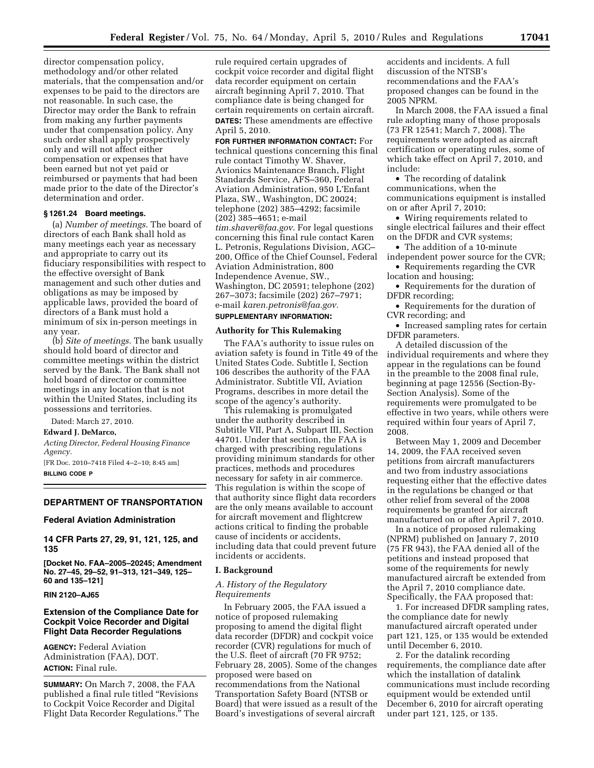director compensation policy, methodology and/or other related materials, that the compensation and/or expenses to be paid to the directors are not reasonable. In such case, the Director may order the Bank to refrain from making any further payments under that compensation policy. Any such order shall apply prospectively only and will not affect either compensation or expenses that have been earned but not yet paid or reimbursed or payments that had been made prior to the date of the Director's determination and order.

**§ 1261.24 Board meetings.**

(a) *Number of meetings.* The board of directors of each Bank shall hold as many meetings each year as necessary and appropriate to carry out its fiduciary responsibilities with respect to the effective oversight of Bank management and such other duties and obligations as may be imposed by applicable laws, provided the board of directors of a Bank must hold a minimum of six in-person meetings in any year.

(b) *Site of meetings.* The bank usually should hold board of director and committee meetings within the district served by the Bank. The Bank shall not hold board of director or committee meetings in any location that is not within the United States, including its possessions and territories.

Dated: March 27, 2010.

**Edward J. DeMarco,**

*Acting Director, Federal Housing Finance Agency.*

[FR Doc. 2010–7418 Filed 4–2–10; 8:45 am]

**BILLING CODE P**

---

## DEPARTMENT OF TRANSPORTATION

### Federal Aviation Administration

### 14 CFR Parts 27, 29, 91, 121, 125, and 135

**[Docket No. FAA–2005–20245; Amendment No. 27–45, 29–52, 91–313, 121–349, 125–60 and 135–121]**

**RIN 2120–AJ65**

### Extension of the Compliance Date for Cockpit Voice Recorder and Digital Flight Data Recorder Regulations

**AGENCY:** Federal Aviation Administration (FAA), DOT.

**ACTION:** Final rule.

**SUMMARY:** On March 7, 2008, the FAA published a final rule titled "Revisions to Cockpit Voice Recorder and Digital Flight Data Recorder Regulations." The rule required certain upgrades of cockpit voice recorder and digital flight data recorder equipment on certain aircraft beginning April 7, 2010. That compliance date is being changed for certain requirements on certain aircraft.

**DATES:** These amendments are effective April 5, 2010.

**FOR FURTHER INFORMATION CONTACT:** For technical questions concerning this final rule contact Timothy W. Shaver, Avionics Maintenance Branch, Flight Standards Service, AFS–360, Federal Aviation Administration, 950 L'Enfant Plaza, SW., Washington, DC 20024; telephone (202) 385–4292; facsimile (202) 385–4651; e-mail *tim.shaver@faa.gov.* For legal questions concerning this final rule contact Karen L. Petronis, Regulations Division, AGC–200, Office of the Chief Counsel, Federal Aviation Administration, 800 Independence Avenue, SW., Washington, DC 20591; telephone (202) 267–3073; facsimile (202) 267–7971; e-mail *karen.petronis@faa.gov.*

**SUPPLEMENTARY INFORMATION:**

#### Authority for This Rulemaking

The FAA's authority to issue rules on aviation safety is found in Title 49 of the United States Code. Subtitle I, Section 106 describes the authority of the FAA Administrator. Subtitle VII, Aviation Programs, describes in more detail the scope of the agency's authority.

This rulemaking is promulgated under the authority described in Subtitle VII, Part A, Subpart III, Section 44701. Under that section, the FAA is charged with prescribing regulations providing minimum standards for other practices, methods and procedures necessary for safety in air commerce. This regulation is within the scope of that authority since flight data recorders are the only means available to account for aircraft movement and flightcrew actions critical to finding the probable cause of incidents or accidents, including data that could prevent future incidents or accidents.

#### I. Background

##### *A. History of the Regulatory Requirements*

In February 2005, the FAA issued a notice of proposed rulemaking proposing to amend the digital flight data recorder (DFDR) and cockpit voice recorder (CVR) regulations for much of the U.S. fleet of aircraft (70 FR 9752; February 28, 2005). Some of the changes proposed were based on recommendations from the National Transportation Safety Board (NTSB or Board) that were issued as a result of the Board's investigations of several aircraft accidents and incidents. A full discussion of the NTSB's recommendations and the FAA's proposed changes can be found in the 2005 NPRM.

In March 2008, the FAA issued a final rule adopting many of those proposals (73 FR 12541; March 7, 2008). The requirements were adopted as aircraft certification or operating rules, some of which take effect on April 7, 2010, and include:

- The recording of datalink communications, when the communications equipment is installed on or after April 7, 2010;
- Wiring requirements related to single electrical failures and their effect on the DFDR and CVR systems;
- The addition of a 10-minute independent power source for the CVR;
- Requirements regarding the CVR location and housing;
- Requirements for the duration of DFDR recording;
- Requirements for the duration of CVR recording; and
- Increased sampling rates for certain DFDR parameters.

A detailed discussion of the individual requirements and where they appear in the regulations can be found in the preamble to the 2008 final rule, beginning at page 12556 (Section-By-Section Analysis). Some of the requirements were promulgated to be effective in two years, while others were required within four years of April 7, 2008.

Between May 1, 2009 and December 14, 2009, the FAA received seven petitions from aircraft manufacturers and two from industry associations requesting either that the effective dates in the regulations be changed or that other relief from several of the 2008 requirements be granted for aircraft manufactured on or after April 7, 2010.

In a notice of proposed rulemaking (NPRM) published on January 7, 2010 (75 FR 943), the FAA denied all of the petitions and instead proposed that some of the requirements for newly manufactured aircraft be extended from the April 7, 2010 compliance date. Specifically, the FAA proposed that:

1. For increased DFDR sampling rates, the compliance date for newly manufactured aircraft operated under part 121, 125, or 135 would be extended until December 6, 2010.

2. For the datalink recording requirements, the compliance date after which the installation of datalink communications must include recording equipment would be extended until December 6, 2010 for aircraft operating under part 121, 125, or 135.